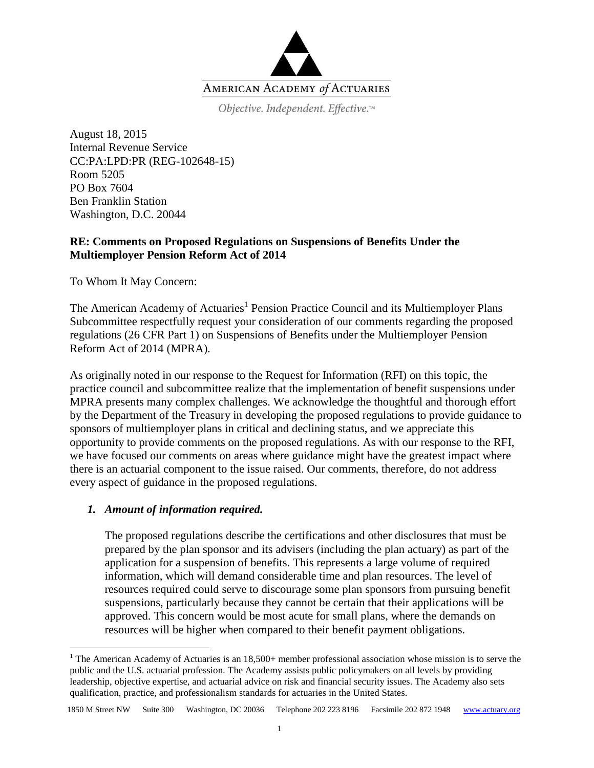AMERICAN ACADEMY *of* ACTUARIES

*Objective. Independent. Effective.*™

August 18, 2015
Internal Revenue Service
CC:PA:LPD:PR (REG-102648-15)
Room 5205
PO Box 7604
Ben Franklin Station
Washington, D.C. 20044

**RE: Comments on Proposed Regulations on Suspensions of Benefits Under the Multiemployer Pension Reform Act of 2014**

To Whom It May Concern:

The American Academy of Actuaries[1] Pension Practice Council and its Multiemployer Plans Subcommittee respectfully request your consideration of our comments regarding the proposed regulations (26 CFR Part 1) on Suspensions of Benefits under the Multiemployer Pension Reform Act of 2014 (MPRA).

As originally noted in our response to the Request for Information (RFI) on this topic, the practice council and subcommittee realize that the implementation of benefit suspensions under MPRA presents many complex challenges. We acknowledge the thoughtful and thorough effort by the Department of the Treasury in developing the proposed regulations to provide guidance to sponsors of multiemployer plans in critical and declining status, and we appreciate this opportunity to provide comments on the proposed regulations. As with our response to the RFI, we have focused our comments on areas where guidance might have the greatest impact where there is an actuarial component to the issue raised. Our comments, therefore, do not address every aspect of guidance in the proposed regulations.

1. ***Amount of information required.***

   The proposed regulations describe the certifications and other disclosures that must be prepared by the plan sponsor and its advisers (including the plan actuary) as part of the application for a suspension of benefits. This represents a large volume of required information, which will demand considerable time and plan resources. The level of resources required could serve to discourage some plan sponsors from pursuing benefit suspensions, particularly because they cannot be certain that their applications will be approved. This concern would be most acute for small plans, where the demands on resources will be higher when compared to their benefit payment obligations.

[1] The American Academy of Actuaries is an 18,500+ member professional association whose mission is to serve the public and the U.S. actuarial profession. The Academy assists public policymakers on all levels by providing leadership, objective expertise, and actuarial advice on risk and financial security issues. The Academy also sets qualification, practice, and professionalism standards for actuaries in the United States.

1850 M Street NW Suite 300 Washington, DC 20036 Telephone 202 223 8196 Facsimile 202 872 1948 www.actuary.org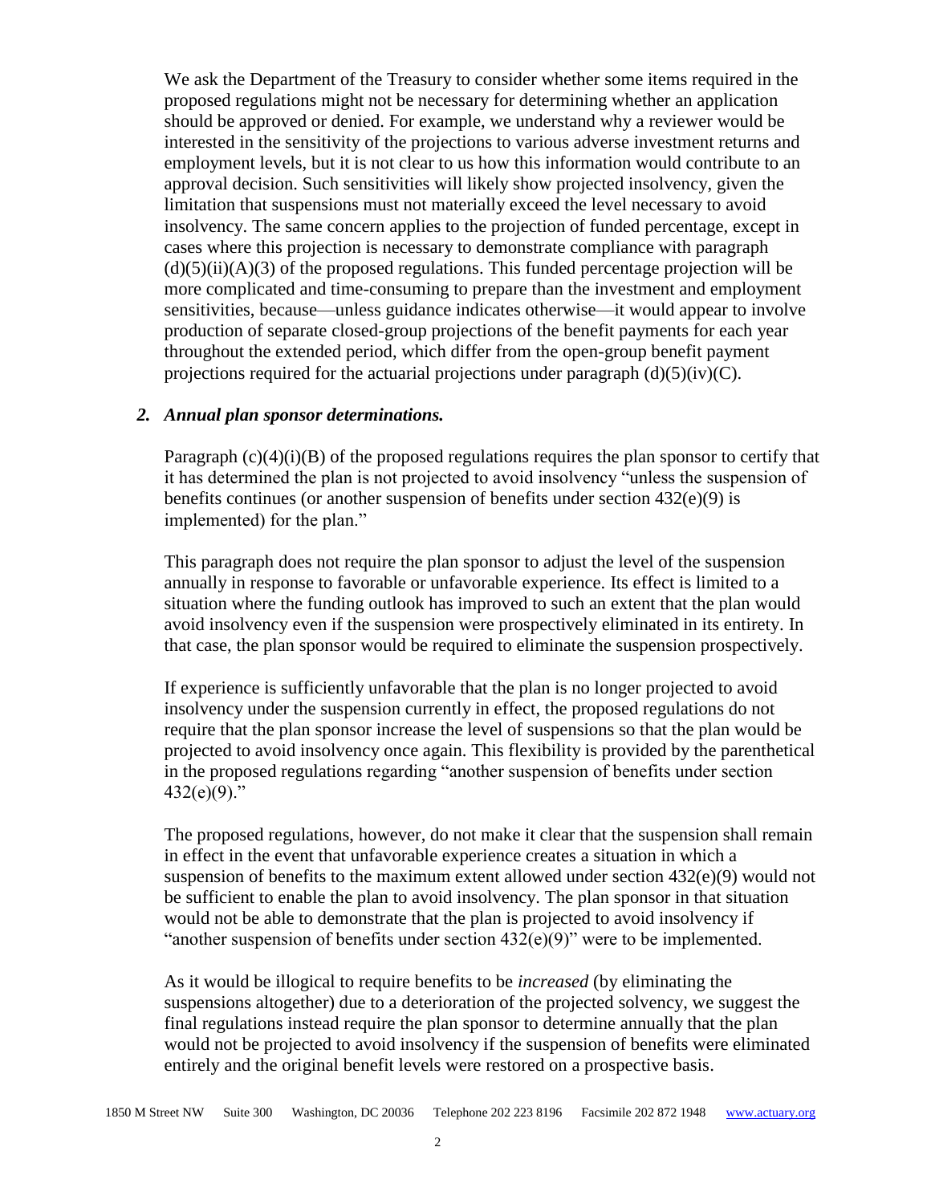We ask the Department of the Treasury to consider whether some items required in the proposed regulations might not be necessary for determining whether an application should be approved or denied. For example, we understand why a reviewer would be interested in the sensitivity of the projections to various adverse investment returns and employment levels, but it is not clear to us how this information would contribute to an approval decision. Such sensitivities will likely show projected insolvency, given the limitation that suspensions must not materially exceed the level necessary to avoid insolvency. The same concern applies to the projection of funded percentage, except in cases where this projection is necessary to demonstrate compliance with paragraph (d)(5)(ii)(A)(3) of the proposed regulations. This funded percentage projection will be more complicated and time-consuming to prepare than the investment and employment sensitivities, because—unless guidance indicates otherwise—it would appear to involve production of separate closed-group projections of the benefit payments for each year throughout the extended period, which differ from the open-group benefit payment projections required for the actuarial projections under paragraph (d)(5)(iv)(C).

### *2. Annual plan sponsor determinations.*

Paragraph (c)(4)(i)(B) of the proposed regulations requires the plan sponsor to certify that it has determined the plan is not projected to avoid insolvency "unless the suspension of benefits continues (or another suspension of benefits under section 432(e)(9) is implemented) for the plan."

This paragraph does not require the plan sponsor to adjust the level of the suspension annually in response to favorable or unfavorable experience. Its effect is limited to a situation where the funding outlook has improved to such an extent that the plan would avoid insolvency even if the suspension were prospectively eliminated in its entirety. In that case, the plan sponsor would be required to eliminate the suspension prospectively.

If experience is sufficiently unfavorable that the plan is no longer projected to avoid insolvency under the suspension currently in effect, the proposed regulations do not require that the plan sponsor increase the level of suspensions so that the plan would be projected to avoid insolvency once again. This flexibility is provided by the parenthetical in the proposed regulations regarding "another suspension of benefits under section 432(e)(9)."

The proposed regulations, however, do not make it clear that the suspension shall remain in effect in the event that unfavorable experience creates a situation in which a suspension of benefits to the maximum extent allowed under section 432(e)(9) would not be sufficient to enable the plan to avoid insolvency. The plan sponsor in that situation would not be able to demonstrate that the plan is projected to avoid insolvency if "another suspension of benefits under section 432(e)(9)" were to be implemented.

As it would be illogical to require benefits to be *increased* (by eliminating the suspensions altogether) due to a deterioration of the projected solvency, we suggest the final regulations instead require the plan sponsor to determine annually that the plan would not be projected to avoid insolvency if the suspension of benefits were eliminated entirely and the original benefit levels were restored on a prospective basis.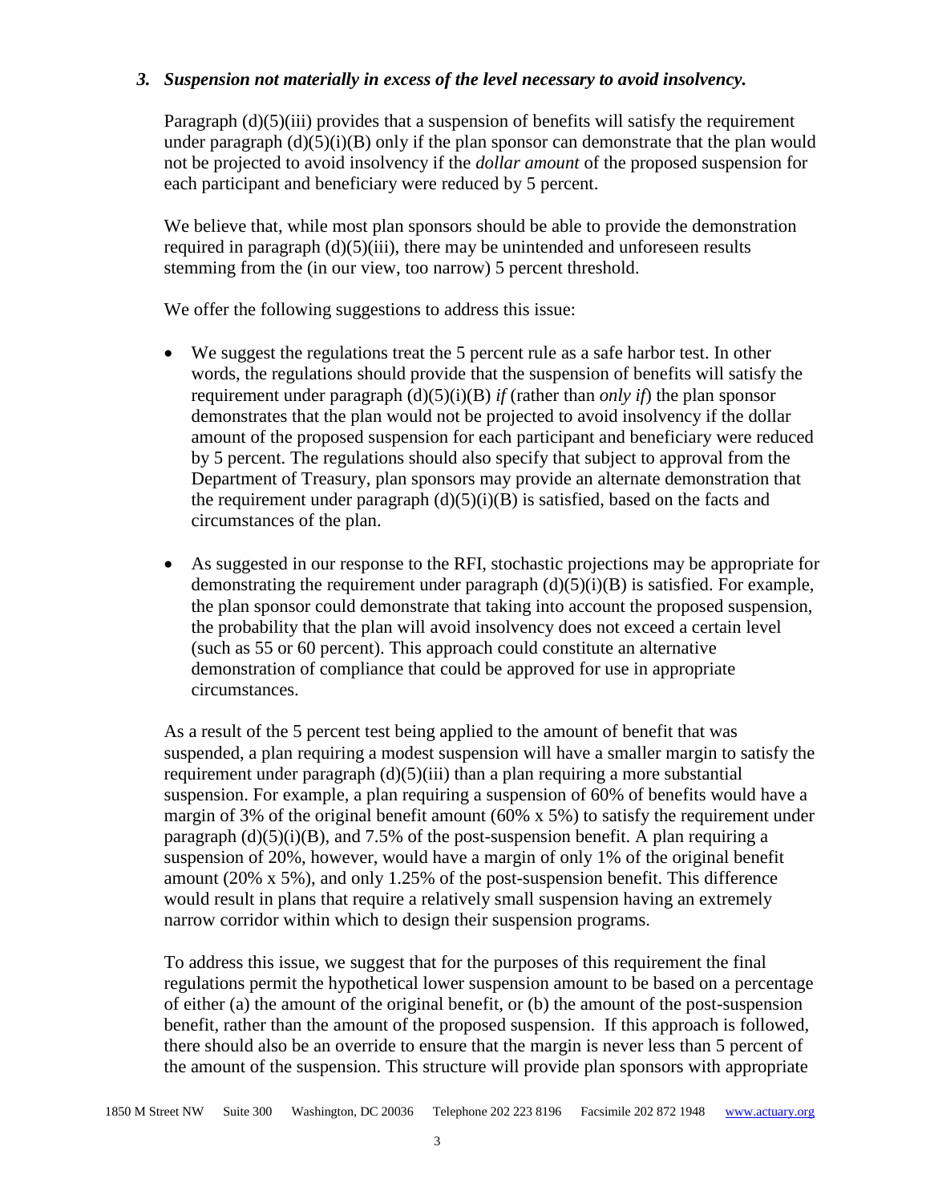### *3. Suspension not materially in excess of the level necessary to avoid insolvency.*

Paragraph (d)(5)(iii) provides that a suspension of benefits will satisfy the requirement under paragraph (d)(5)(i)(B) only if the plan sponsor can demonstrate that the plan would not be projected to avoid insolvency if the *dollar amount* of the proposed suspension for each participant and beneficiary were reduced by 5 percent.

We believe that, while most plan sponsors should be able to provide the demonstration required in paragraph (d)(5)(iii), there may be unintended and unforeseen results stemming from the (in our view, too narrow) 5 percent threshold.

We offer the following suggestions to address this issue:

- We suggest the regulations treat the 5 percent rule as a safe harbor test. In other words, the regulations should provide that the suspension of benefits will satisfy the requirement under paragraph (d)(5)(i)(B) *if* (rather than *only if*) the plan sponsor demonstrates that the plan would not be projected to avoid insolvency if the dollar amount of the proposed suspension for each participant and beneficiary were reduced by 5 percent. The regulations should also specify that subject to approval from the Department of Treasury, plan sponsors may provide an alternate demonstration that the requirement under paragraph (d)(5)(i)(B) is satisfied, based on the facts and circumstances of the plan.

- As suggested in our response to the RFI, stochastic projections may be appropriate for demonstrating the requirement under paragraph (d)(5)(i)(B) is satisfied. For example, the plan sponsor could demonstrate that taking into account the proposed suspension, the probability that the plan will avoid insolvency does not exceed a certain level (such as 55 or 60 percent). This approach could constitute an alternative demonstration of compliance that could be approved for use in appropriate circumstances.

As a result of the 5 percent test being applied to the amount of benefit that was suspended, a plan requiring a modest suspension will have a smaller margin to satisfy the requirement under paragraph (d)(5)(iii) than a plan requiring a more substantial suspension. For example, a plan requiring a suspension of 60% of benefits would have a margin of 3% of the original benefit amount (60% x 5%) to satisfy the requirement under paragraph (d)(5)(i)(B), and 7.5% of the post-suspension benefit. A plan requiring a suspension of 20%, however, would have a margin of only 1% of the original benefit amount (20% x 5%), and only 1.25% of the post-suspension benefit. This difference would result in plans that require a relatively small suspension having an extremely narrow corridor within which to design their suspension programs.

To address this issue, we suggest that for the purposes of this requirement the final regulations permit the hypothetical lower suspension amount to be based on a percentage of either (a) the amount of the original benefit, or (b) the amount of the post-suspension benefit, rather than the amount of the proposed suspension. If this approach is followed, there should also be an override to ensure that the margin is never less than 5 percent of the amount of the suspension. This structure will provide plan sponsors with appropriate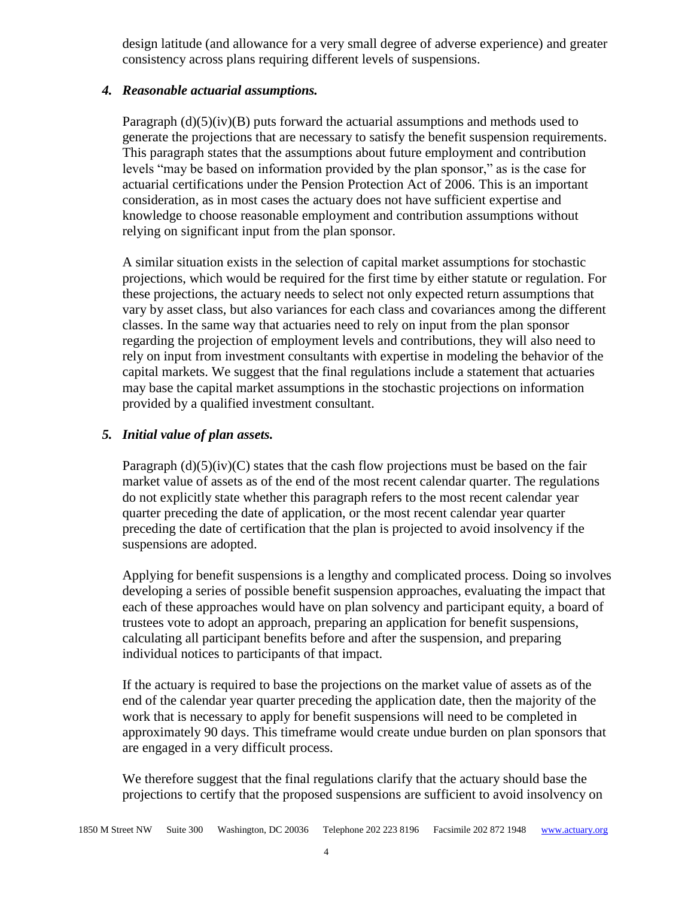design latitude (and allowance for a very small degree of adverse experience) and greater consistency across plans requiring different levels of suspensions.

### *4. Reasonable actuarial assumptions.*

Paragraph (d)(5)(iv)(B) puts forward the actuarial assumptions and methods used to generate the projections that are necessary to satisfy the benefit suspension requirements. This paragraph states that the assumptions about future employment and contribution levels "may be based on information provided by the plan sponsor," as is the case for actuarial certifications under the Pension Protection Act of 2006. This is an important consideration, as in most cases the actuary does not have sufficient expertise and knowledge to choose reasonable employment and contribution assumptions without relying on significant input from the plan sponsor.

A similar situation exists in the selection of capital market assumptions for stochastic projections, which would be required for the first time by either statute or regulation. For these projections, the actuary needs to select not only expected return assumptions that vary by asset class, but also variances for each class and covariances among the different classes. In the same way that actuaries need to rely on input from the plan sponsor regarding the projection of employment levels and contributions, they will also need to rely on input from investment consultants with expertise in modeling the behavior of the capital markets. We suggest that the final regulations include a statement that actuaries may base the capital market assumptions in the stochastic projections on information provided by a qualified investment consultant.

### *5. Initial value of plan assets.*

Paragraph (d)(5)(iv)(C) states that the cash flow projections must be based on the fair market value of assets as of the end of the most recent calendar quarter. The regulations do not explicitly state whether this paragraph refers to the most recent calendar year quarter preceding the date of application, or the most recent calendar year quarter preceding the date of certification that the plan is projected to avoid insolvency if the suspensions are adopted.

Applying for benefit suspensions is a lengthy and complicated process. Doing so involves developing a series of possible benefit suspension approaches, evaluating the impact that each of these approaches would have on plan solvency and participant equity, a board of trustees vote to adopt an approach, preparing an application for benefit suspensions, calculating all participant benefits before and after the suspension, and preparing individual notices to participants of that impact.

If the actuary is required to base the projections on the market value of assets as of the end of the calendar year quarter preceding the application date, then the majority of the work that is necessary to apply for benefit suspensions will need to be completed in approximately 90 days. This timeframe would create undue burden on plan sponsors that are engaged in a very difficult process.

We therefore suggest that the final regulations clarify that the actuary should base the projections to certify that the proposed suspensions are sufficient to avoid insolvency on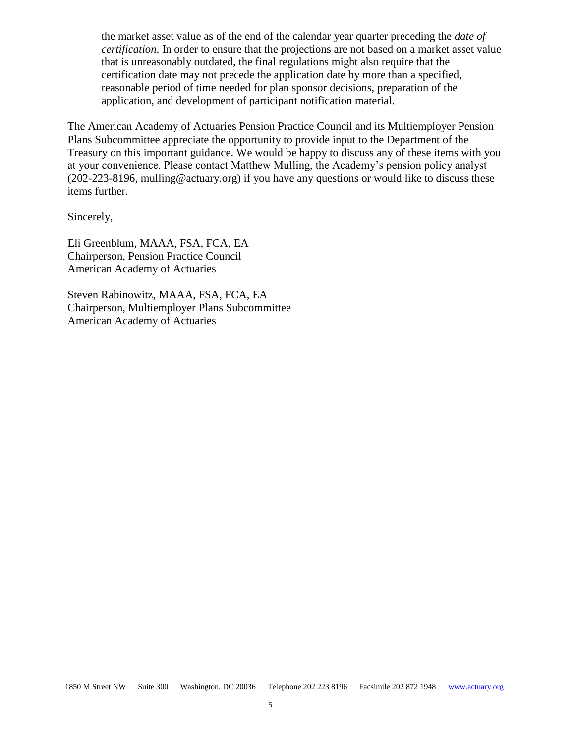the market asset value as of the end of the calendar year quarter preceding the *date of certification*. In order to ensure that the projections are not based on a market asset value that is unreasonably outdated, the final regulations might also require that the certification date may not precede the application date by more than a specified, reasonable period of time needed for plan sponsor decisions, preparation of the application, and development of participant notification material.

The American Academy of Actuaries Pension Practice Council and its Multiemployer Pension Plans Subcommittee appreciate the opportunity to provide input to the Department of the Treasury on this important guidance. We would be happy to discuss any of these items with you at your convenience. Please contact Matthew Mulling, the Academy's pension policy analyst (202-223-8196, mulling@actuary.org) if you have any questions or would like to discuss these items further.

Sincerely,

Eli Greenblum, MAAA, FSA, FCA, EA
Chairperson, Pension Practice Council
American Academy of Actuaries

Steven Rabinowitz, MAAA, FSA, FCA, EA
Chairperson, Multiemployer Plans Subcommittee
American Academy of Actuaries